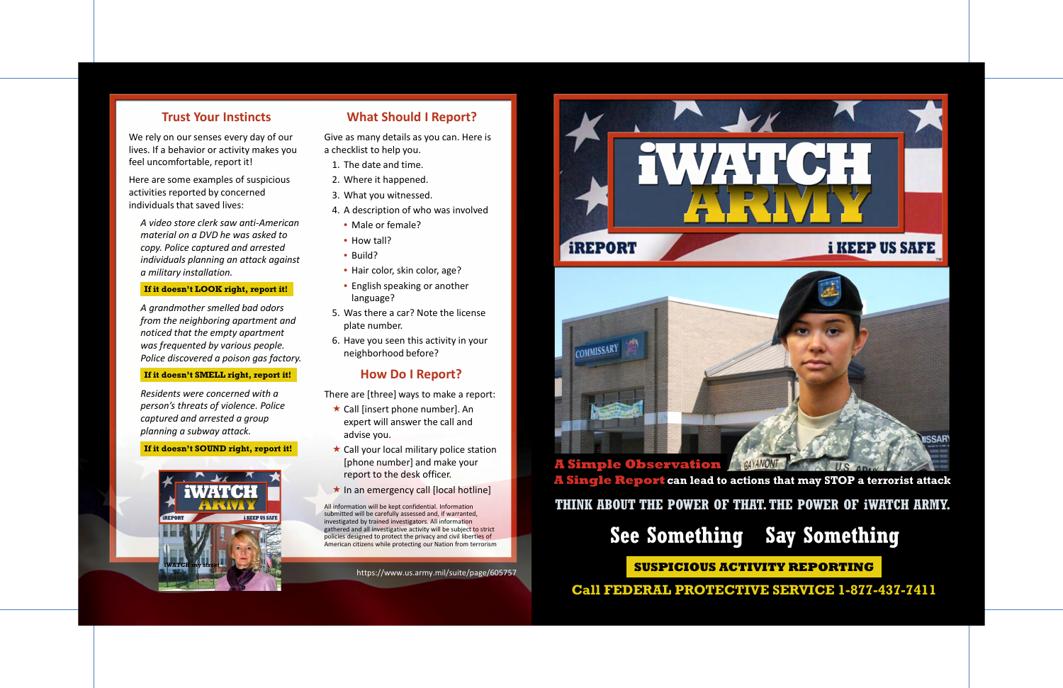## Trust Your Instincts

We rely on our senses every day of our lives. If a behavior or activity makes you feel uncomfortable, report it!

Here are some examples of suspicious activities reported by concerned individuals that saved lives:

*A video store clerk saw anti-American material on a DVD he was asked to copy. Police captured and arrested individuals planning an attack against a military installation.*

**If it doesn't LOOK right, report it!**

*A grandmother smelled bad odors from the neighboring apartment and noticed that the empty apartment was frequented by various people. Police discovered a poison gas factory.*

**If it doesn't SMELL right, report it!**

*Residents were concerned with a person's threats of violence. Police captured and arrested a group planning a subway attack.*

**If it doesn't SOUND right, report it!**

iWATCH ARMY

iREPORT i KEEP US SAFE

iWATCH my street

## What Should I Report?

Give as many details as you can. Here is a checklist to help you.

1. The date and time.
2. Where it happened.
3. What you witnessed.
4. A description of who was involved
   - Male or female?
   - How tall?
   - Build?
   - Hair color, skin color, age?
   - English speaking or another language?
5. Was there a car? Note the license plate number.
6. Have you seen this activity in your neighborhood before?

## How Do I Report?

There are [three] ways to make a report:

- Call [insert phone number]. An expert will answer the call and advise you.
- Call your local military police station [phone number] and make your report to the desk officer.
- In an emergency call [local hotline]

All information will be kept confidential. Information submitted will be carefully assessed and, if warranted, investigated by trained investigators. All information gathered and all investigative activity will be subject to strict policies designed to protect the privacy and civil liberties of American citizens while protecting our Nation from terrorism

https://www.us.army.mil/suite/page/605757

# iWATCH ARMY

iREPORT i KEEP US SAFE

**A Simple Observation**
**A Single Report** can lead to actions that may STOP a terrorist attack

THINK ABOUT THE POWER OF THAT. THE POWER OF iWATCH ARMY.

## See Something Say Something

**SUSPICIOUS ACTIVITY REPORTING**

**Call FEDERAL PROTECTIVE SERVICE 1-877-437-7411**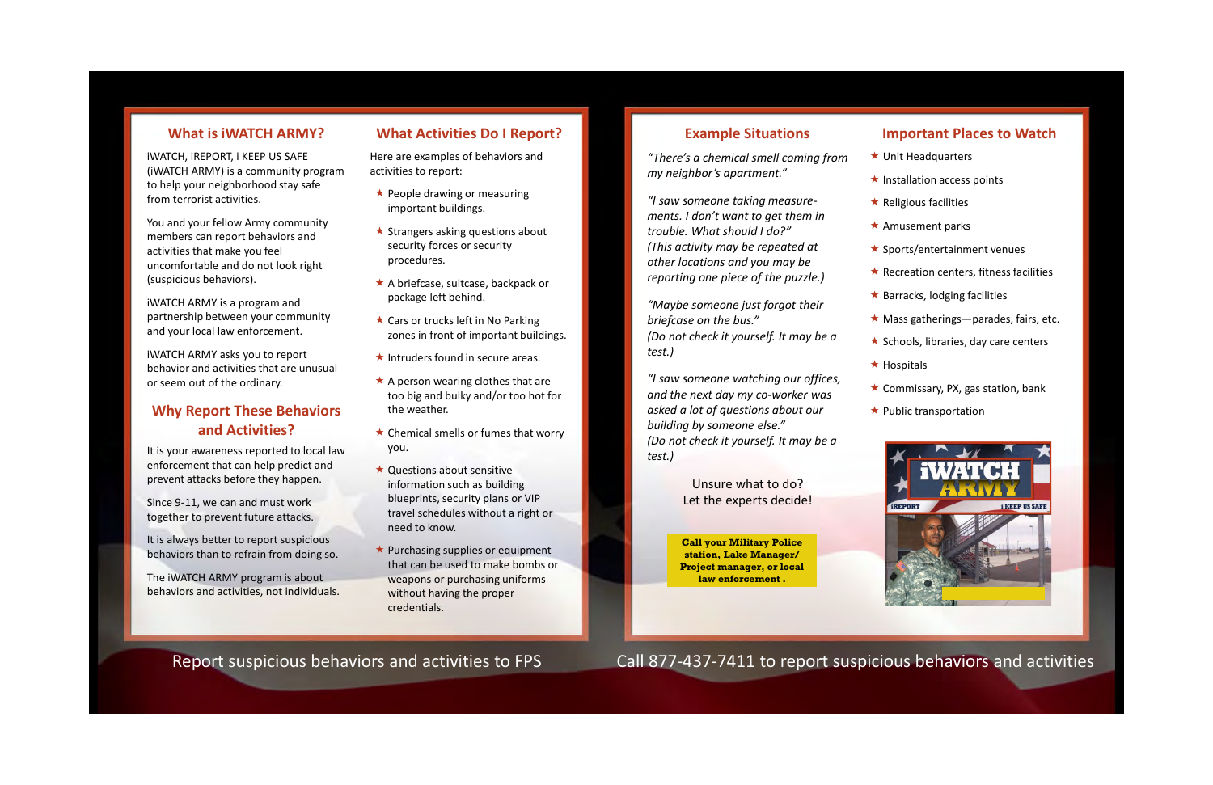## What is iWATCH ARMY?

iWATCH, iREPORT, i KEEP US SAFE (iWATCH ARMY) is a community program to help your neighborhood stay safe from terrorist activities.

You and your fellow Army community members can report behaviors and activities that make you feel uncomfortable and do not look right (suspicious behaviors).

iWATCH ARMY is a program and partnership between your community and your local law enforcement.

iWATCH ARMY asks you to report behavior and activities that are unusual or seem out of the ordinary.

## Why Report These Behaviors and Activities?

It is your awareness reported to local law enforcement that can help predict and prevent attacks before they happen.

Since 9-11, we can and must work together to prevent future attacks.

It is always better to report suspicious behaviors than to refrain from doing so.

The iWATCH ARMY program is about behaviors and activities, not individuals.

## What Activities Do I Report?

Here are examples of behaviors and activities to report:

- ★ People drawing or measuring important buildings.
- ★ Strangers asking questions about security forces or security procedures.
- ★ A briefcase, suitcase, backpack or package left behind.
- ★ Cars or trucks left in No Parking zones in front of important buildings.
- ★ Intruders found in secure areas.
- ★ A person wearing clothes that are too big and bulky and/or too hot for the weather.
- ★ Chemical smells or fumes that worry you.
- ★ Questions about sensitive information such as building blueprints, security plans or VIP travel schedules without a right or need to know.
- ★ Purchasing supplies or equipment that can be used to make bombs or weapons or purchasing uniforms without having the proper credentials.

Report suspicious behaviors and activities to FPS

## Example Situations

*"There's a chemical smell coming from my neighbor's apartment."*

*"I saw someone taking measurements. I don't want to get them in trouble. What should I do?"*
*(This activity may be repeated at other locations and you may be reporting one piece of the puzzle.)*

*"Maybe someone just forgot their briefcase on the bus."*
*(Do not check it yourself. It may be a test.)*

*"I saw someone watching our offices, and the next day my co-worker was asked a lot of questions about our building by someone else."*
*(Do not check it yourself. It may be a test.)*

Unsure what to do?
Let the experts decide!

**Call your Military Police station, Lake Manager/ Project manager, or local law enforcement .**

## Important Places to Watch

- ★ Unit Headquarters
- ★ Installation access points
- ★ Religious facilities
- ★ Amusement parks
- ★ Sports/entertainment venues
- ★ Recreation centers, fitness facilities
- ★ Barracks, lodging facilities
- ★ Mass gatherings—parades, fairs, etc.
- ★ Schools, libraries, day care centers
- ★ Hospitals
- ★ Commissary, PX, gas station, bank
- ★ Public transportation

iWATCH ARMY
iREPORT
i KEEP US SAFE

Call 877-437-7411 to report suspicious behaviors and activities